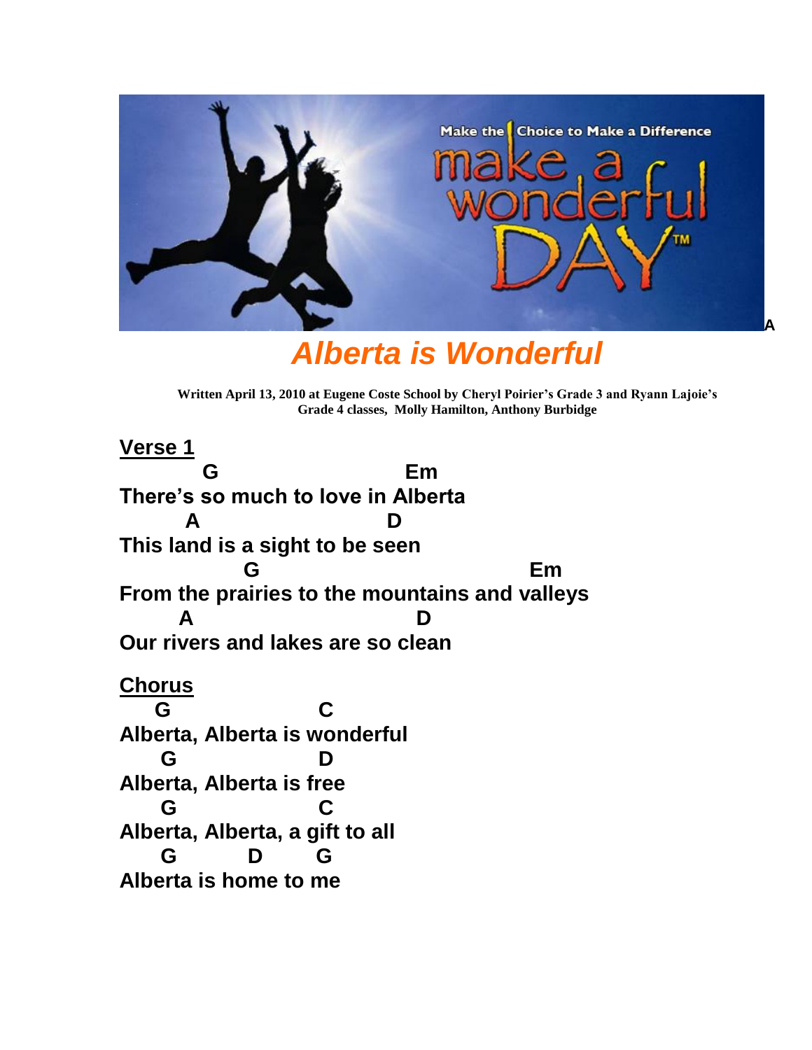# Alberta is Wonderful

**Written April 13, 2010 at Eugene Coste School by Cheryl Poirier's Grade 3 and Ryann Lajoie's Grade 4 classes, Molly Hamilton, Anthony Burbidge**

## Verse 1

```
          G                         Em
There's so much to love in Alberta
        A                        D
This land is a sight to be seen
               G                                  Em
From the prairies to the mountains and valleys
       A                            D
Our rivers and lakes are so clean
```

## Chorus

```
    G                   C
Alberta, Alberta is wonderful
     G                  D
Alberta, Alberta is free
     G                  C
Alberta, Alberta, a gift to all
     G          D       G
Alberta is home to me
```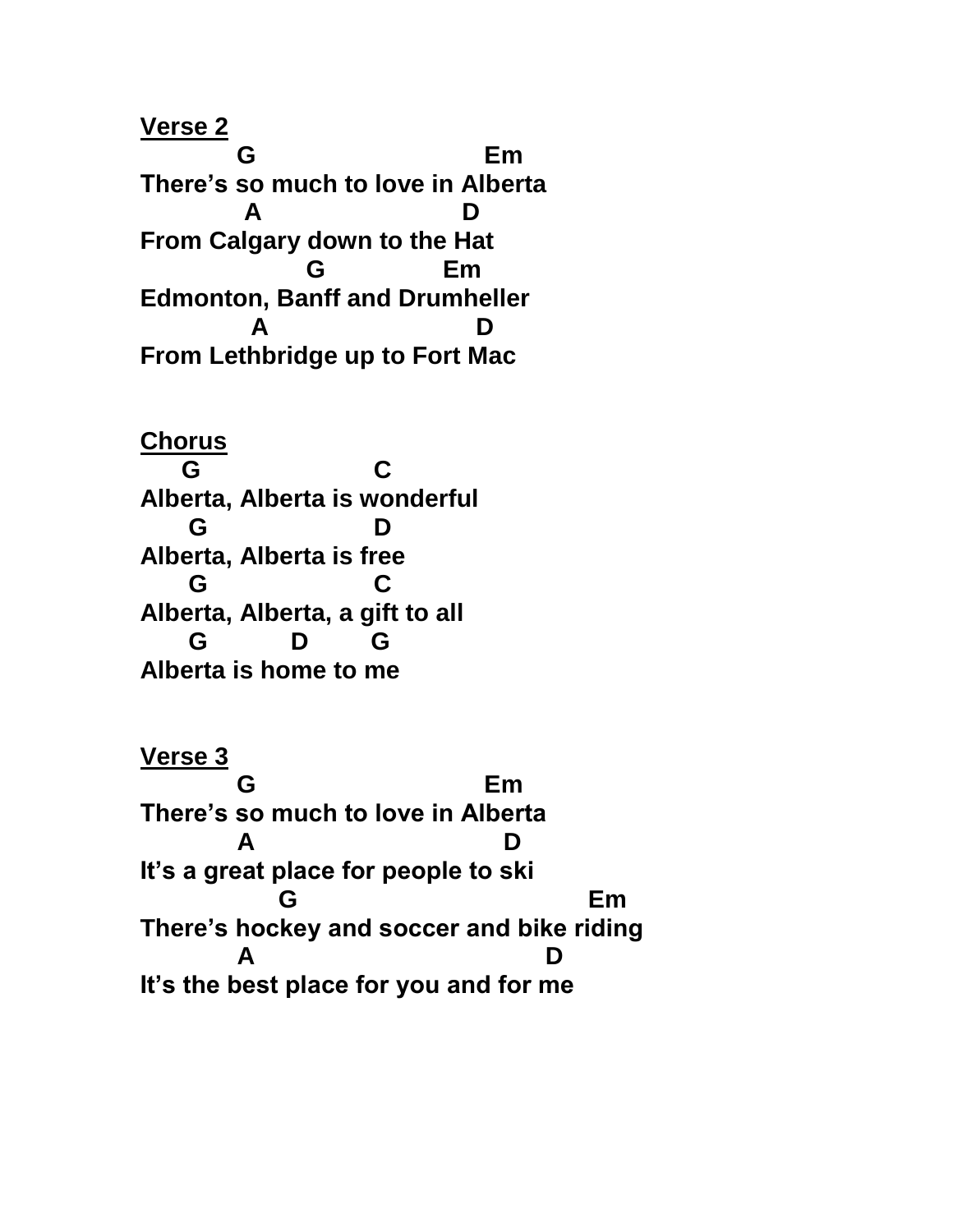**<u>Verse 2</u>**

```
           G                           Em
There's so much to love in Alberta
            A                       D
From Calgary down to the Hat
                   G              Em
Edmonton, Banff and Drumheller
             A                         D
From Lethbridge up to Fort Mac
```

**<u>Chorus</u>**

```
     G                   C
Alberta, Alberta is wonderful
      G                  D
Alberta, Alberta is free
      G                  C
Alberta, Alberta, a gift to all
      G          D       G
Alberta is home to me
```

**<u>Verse 3</u>**

```
           G                           Em
There's so much to love in Alberta
           A                             D
It's a great place for people to ski
                G                                  Em
There's hockey and soccer and bike riding
           A                                  D
It's the best place for you and for me
```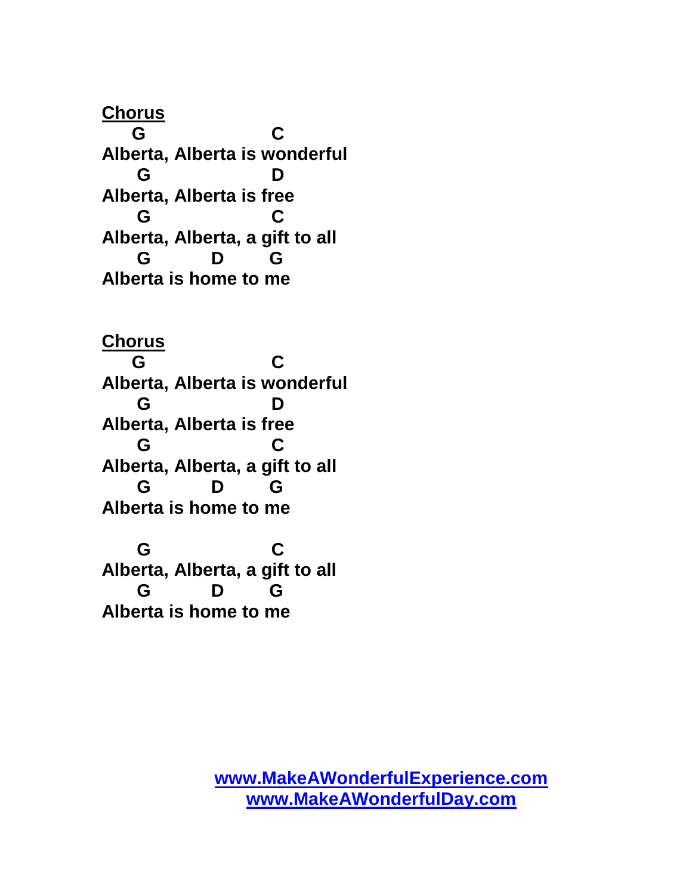**Chorus**

```
   G                 C
Alberta, Alberta is wonderful
    G                D
Alberta, Alberta is free
    G                C
Alberta, Alberta, a gift to all
    G        D      G
Alberta is home to me
```

**Chorus**

```
   G                 C
Alberta, Alberta is wonderful
    G                D
Alberta, Alberta is free
    G                C
Alberta, Alberta, a gift to all
    G        D      G
Alberta is home to me

    G                C
Alberta, Alberta, a gift to all
    G        D      G
Alberta is home to me
```

www.MakeAWonderfulExperience.com
www.MakeAWonderfulDay.com